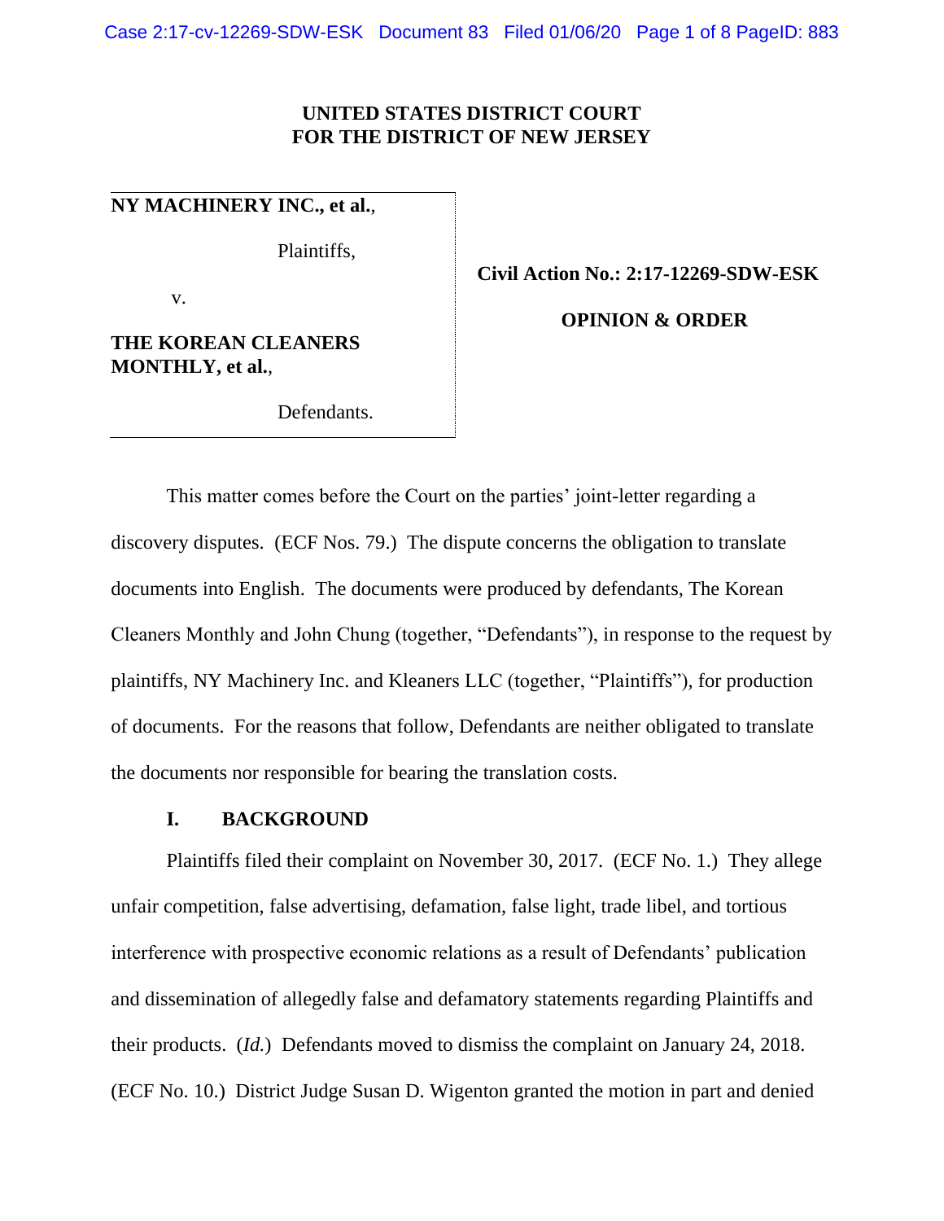**UNITED STATES DISTRICT COURT**
**FOR THE DISTRICT OF NEW JERSEY**

| | |
|---|---|
| **NY MACHINERY INC., et al.**, Plaintiffs, v. **THE KOREAN CLEANERS MONTHLY, et al.**, Defendants. | **Civil Action No.: 2:17-12269-SDW-ESK** **OPINION & ORDER** |

This matter comes before the Court on the parties' joint-letter regarding a discovery disputes. (ECF Nos. 79.) The dispute concerns the obligation to translate documents into English. The documents were produced by defendants, The Korean Cleaners Monthly and John Chung (together, "Defendants"), in response to the request by plaintiffs, NY Machinery Inc. and Kleaners LLC (together, "Plaintiffs"), for production of documents. For the reasons that follow, Defendants are neither obligated to translate the documents nor responsible for bearing the translation costs.

## I. BACKGROUND

Plaintiffs filed their complaint on November 30, 2017. (ECF No. 1.) They allege unfair competition, false advertising, defamation, false light, trade libel, and tortious interference with prospective economic relations as a result of Defendants' publication and dissemination of allegedly false and defamatory statements regarding Plaintiffs and their products. (*Id.*) Defendants moved to dismiss the complaint on January 24, 2018. (ECF No. 10.) District Judge Susan D. Wigenton granted the motion in part and denied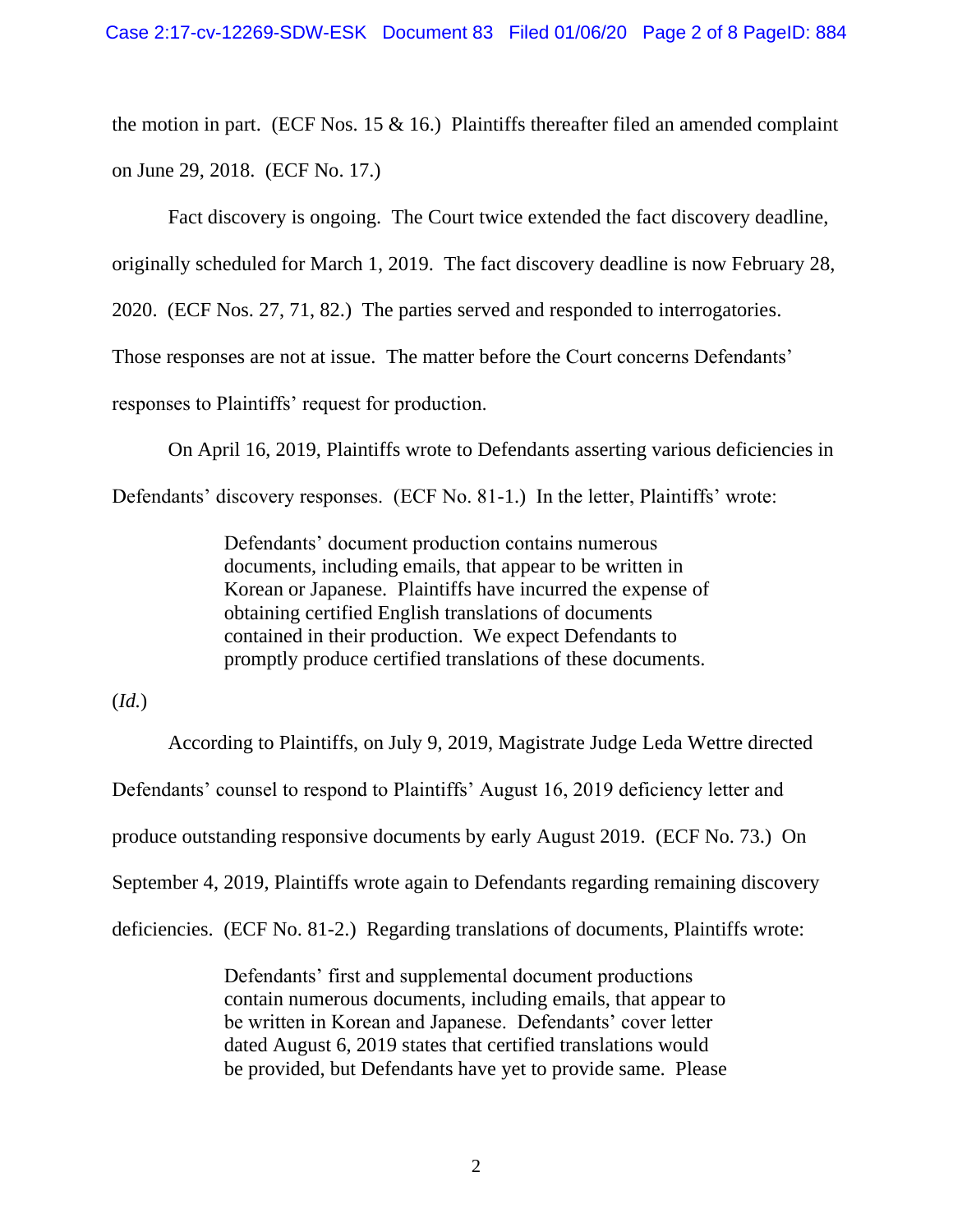the motion in part. (ECF Nos. 15 & 16.) Plaintiffs thereafter filed an amended complaint on June 29, 2018. (ECF No. 17.)

Fact discovery is ongoing. The Court twice extended the fact discovery deadline, originally scheduled for March 1, 2019. The fact discovery deadline is now February 28, 2020. (ECF Nos. 27, 71, 82.) The parties served and responded to interrogatories. Those responses are not at issue. The matter before the Court concerns Defendants' responses to Plaintiffs' request for production.

On April 16, 2019, Plaintiffs wrote to Defendants asserting various deficiencies in Defendants' discovery responses. (ECF No. 81-1.) In the letter, Plaintiffs' wrote:

> Defendants' document production contains numerous documents, including emails, that appear to be written in Korean or Japanese. Plaintiffs have incurred the expense of obtaining certified English translations of documents contained in their production. We expect Defendants to promptly produce certified translations of these documents.

(*Id.*)

According to Plaintiffs, on July 9, 2019, Magistrate Judge Leda Wettre directed Defendants' counsel to respond to Plaintiffs' August 16, 2019 deficiency letter and produce outstanding responsive documents by early August 2019. (ECF No. 73.) On September 4, 2019, Plaintiffs wrote again to Defendants regarding remaining discovery deficiencies. (ECF No. 81-2.) Regarding translations of documents, Plaintiffs wrote:

> Defendants' first and supplemental document productions contain numerous documents, including emails, that appear to be written in Korean and Japanese. Defendants' cover letter dated August 6, 2019 states that certified translations would be provided, but Defendants have yet to provide same. Please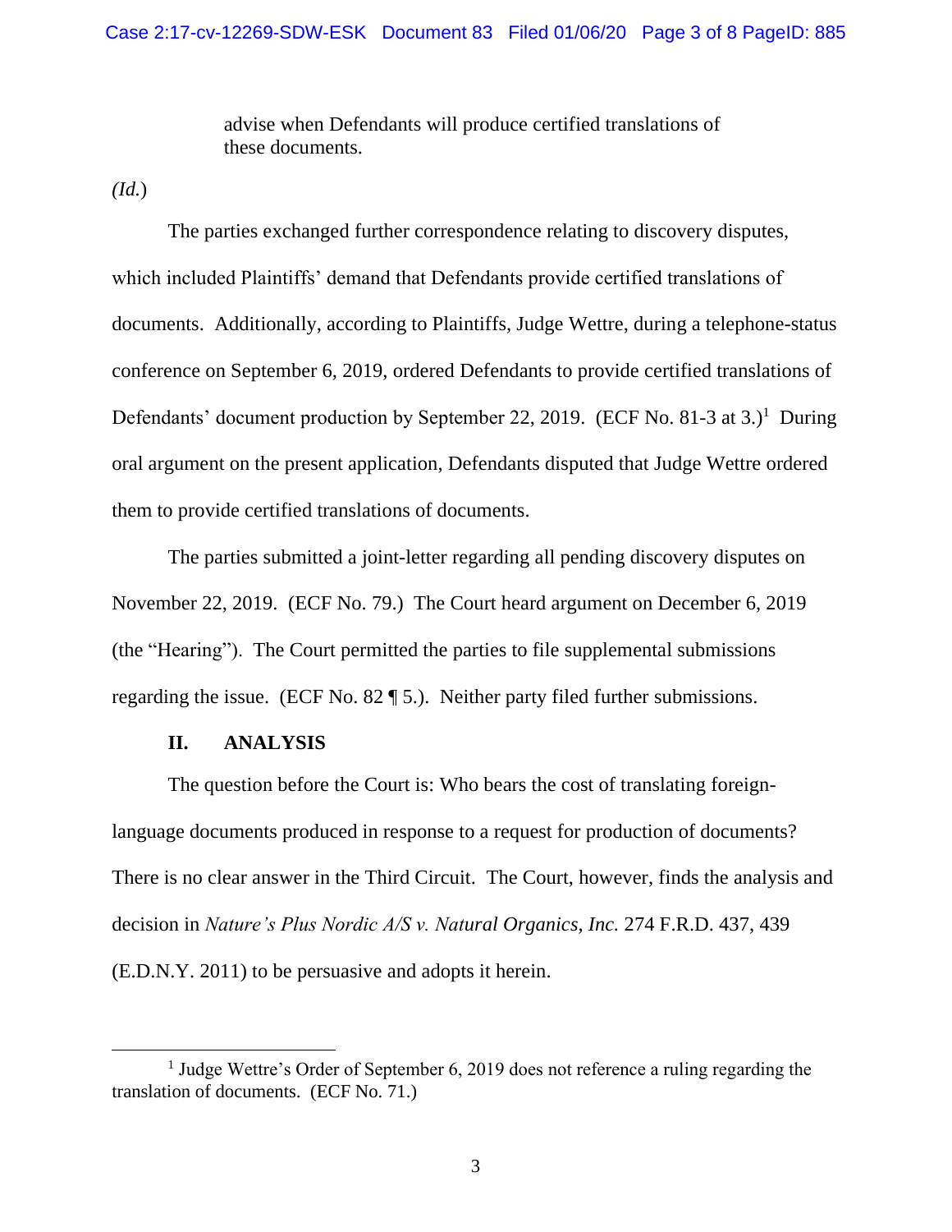> advise when Defendants will produce certified translations of these documents.

*(Id.)*

The parties exchanged further correspondence relating to discovery disputes, which included Plaintiffs' demand that Defendants provide certified translations of documents. Additionally, according to Plaintiffs, Judge Wettre, during a telephone-status conference on September 6, 2019, ordered Defendants to provide certified translations of Defendants' document production by September 22, 2019. (ECF No. 81-3 at 3.)[1] During oral argument on the present application, Defendants disputed that Judge Wettre ordered them to provide certified translations of documents.

The parties submitted a joint-letter regarding all pending discovery disputes on November 22, 2019. (ECF No. 79.) The Court heard argument on December 6, 2019 (the "Hearing"). The Court permitted the parties to file supplemental submissions regarding the issue. (ECF No. 82 ¶ 5.). Neither party filed further submissions.

## II. ANALYSIS

The question before the Court is: Who bears the cost of translating foreign-language documents produced in response to a request for production of documents? There is no clear answer in the Third Circuit. The Court, however, finds the analysis and decision in *Nature's Plus Nordic A/S v. Natural Organics, Inc.* 274 F.R.D. 437, 439 (E.D.N.Y. 2011) to be persuasive and adopts it herein.

---

[1] Judge Wettre's Order of September 6, 2019 does not reference a ruling regarding the translation of documents. (ECF No. 71.)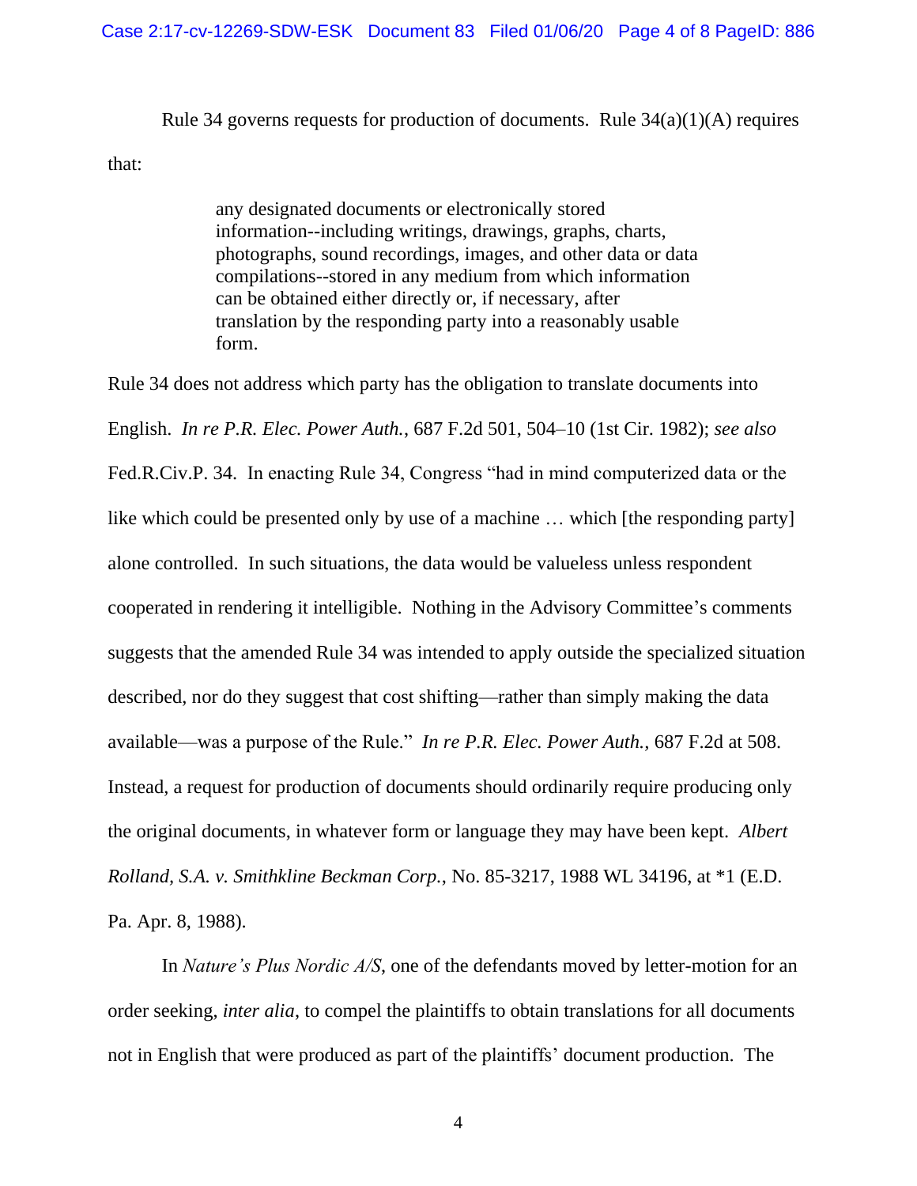Rule 34 governs requests for production of documents. Rule 34(a)(1)(A) requires that:

> any designated documents or electronically stored information--including writings, drawings, graphs, charts, photographs, sound recordings, images, and other data or data compilations--stored in any medium from which information can be obtained either directly or, if necessary, after translation by the responding party into a reasonably usable form.

Rule 34 does not address which party has the obligation to translate documents into English. *In re P.R. Elec. Power Auth.*, 687 F.2d 501, 504–10 (1st Cir. 1982); *see also* Fed.R.Civ.P. 34. In enacting Rule 34, Congress "had in mind computerized data or the like which could be presented only by use of a machine … which [the responding party] alone controlled. In such situations, the data would be valueless unless respondent cooperated in rendering it intelligible. Nothing in the Advisory Committee's comments suggests that the amended Rule 34 was intended to apply outside the specialized situation described, nor do they suggest that cost shifting—rather than simply making the data available—was a purpose of the Rule." *In re P.R. Elec. Power Auth.,* 687 F.2d at 508. Instead, a request for production of documents should ordinarily require producing only the original documents, in whatever form or language they may have been kept. *Albert Rolland, S.A. v. Smithkline Beckman Corp.*, No. 85-3217, 1988 WL 34196, at *1 (E.D. Pa. Apr. 8, 1988).

In *Nature's Plus Nordic A/S*, one of the defendants moved by letter-motion for an order seeking, *inter alia*, to compel the plaintiffs to obtain translations for all documents not in English that were produced as part of the plaintiffs' document production. The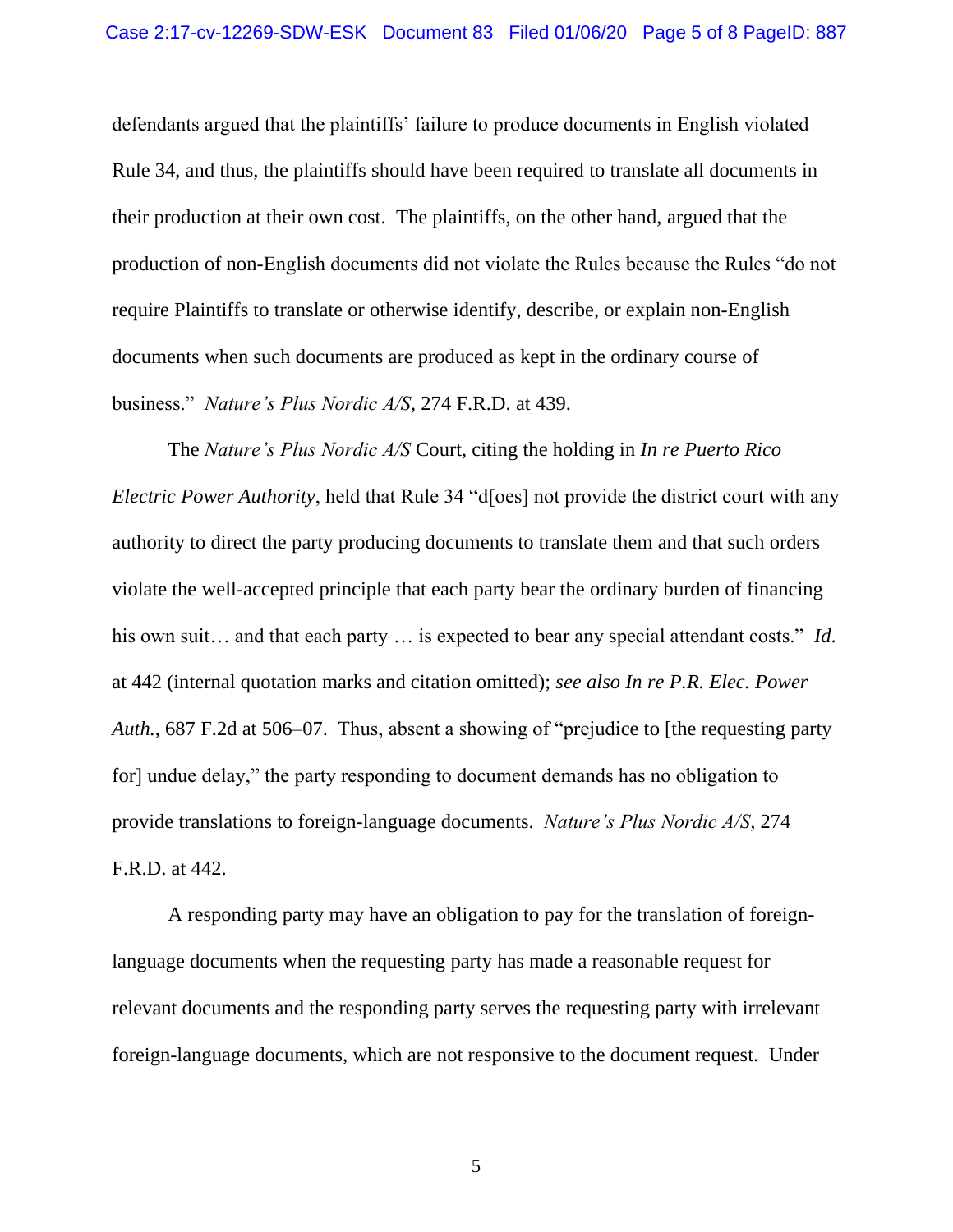defendants argued that the plaintiffs' failure to produce documents in English violated Rule 34, and thus, the plaintiffs should have been required to translate all documents in their production at their own cost. The plaintiffs, on the other hand, argued that the production of non-English documents did not violate the Rules because the Rules "do not require Plaintiffs to translate or otherwise identify, describe, or explain non-English documents when such documents are produced as kept in the ordinary course of business." *Nature's Plus Nordic A/S*, 274 F.R.D. at 439.

The *Nature's Plus Nordic A/S* Court, citing the holding in *In re Puerto Rico Electric Power Authority*, held that Rule 34 "d[oes] not provide the district court with any authority to direct the party producing documents to translate them and that such orders violate the well-accepted principle that each party bear the ordinary burden of financing his own suit… and that each party … is expected to bear any special attendant costs." *Id.* at 442 (internal quotation marks and citation omitted); *see also In re P.R. Elec. Power Auth.*, 687 F.2d at 506–07. Thus, absent a showing of "prejudice to [the requesting party for] undue delay," the party responding to document demands has no obligation to provide translations to foreign-language documents. *Nature's Plus Nordic A/S,* 274 F.R.D. at 442.

A responding party may have an obligation to pay for the translation of foreign-language documents when the requesting party has made a reasonable request for relevant documents and the responding party serves the requesting party with irrelevant foreign-language documents, which are not responsive to the document request. Under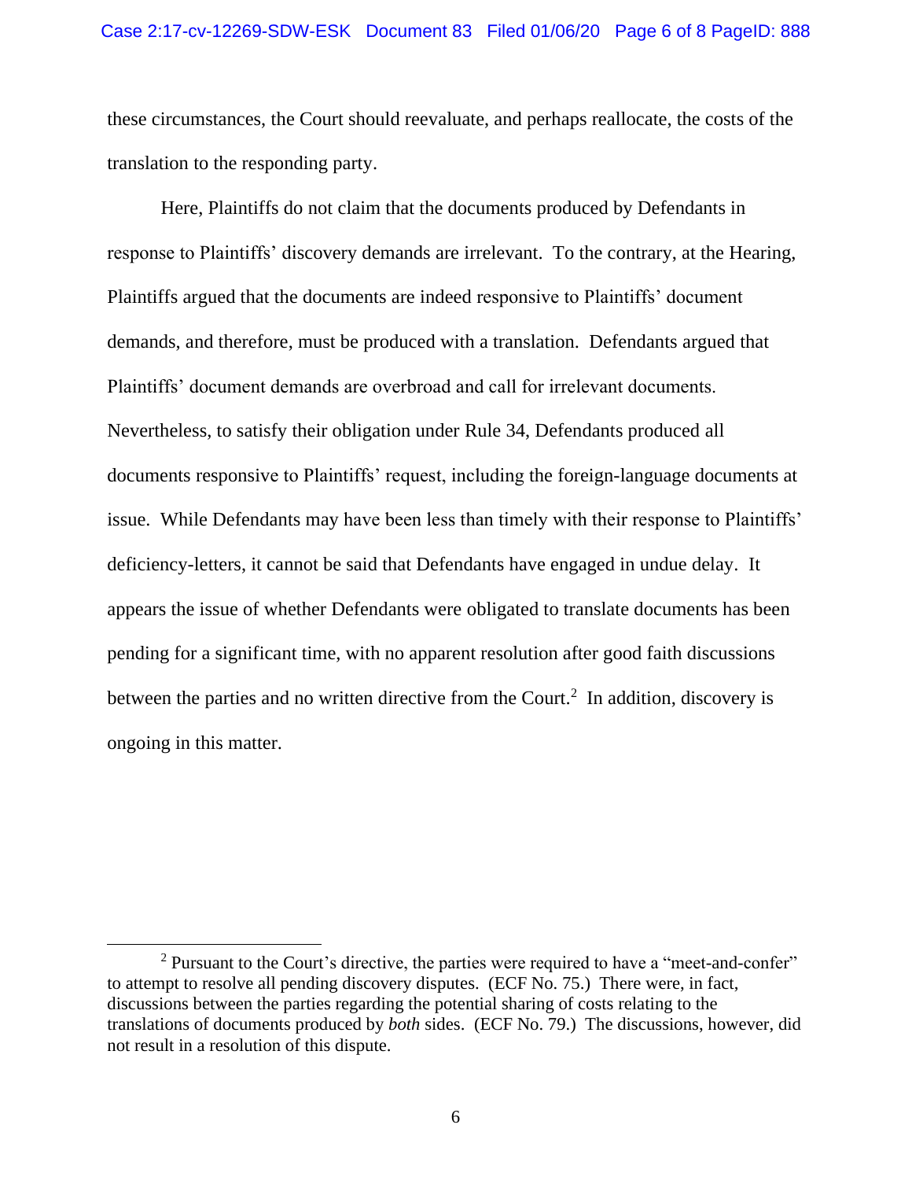these circumstances, the Court should reevaluate, and perhaps reallocate, the costs of the translation to the responding party.

Here, Plaintiffs do not claim that the documents produced by Defendants in response to Plaintiffs' discovery demands are irrelevant. To the contrary, at the Hearing, Plaintiffs argued that the documents are indeed responsive to Plaintiffs' document demands, and therefore, must be produced with a translation. Defendants argued that Plaintiffs' document demands are overbroad and call for irrelevant documents. Nevertheless, to satisfy their obligation under Rule 34, Defendants produced all documents responsive to Plaintiffs' request, including the foreign-language documents at issue. While Defendants may have been less than timely with their response to Plaintiffs' deficiency-letters, it cannot be said that Defendants have engaged in undue delay. It appears the issue of whether Defendants were obligated to translate documents has been pending for a significant time, with no apparent resolution after good faith discussions between the parties and no written directive from the Court.[2] In addition, discovery is ongoing in this matter.

---

[2] Pursuant to the Court's directive, the parties were required to have a "meet-and-confer" to attempt to resolve all pending discovery disputes. (ECF No. 75.) There were, in fact, discussions between the parties regarding the potential sharing of costs relating to the translations of documents produced by *both* sides. (ECF No. 79.) The discussions, however, did not result in a resolution of this dispute.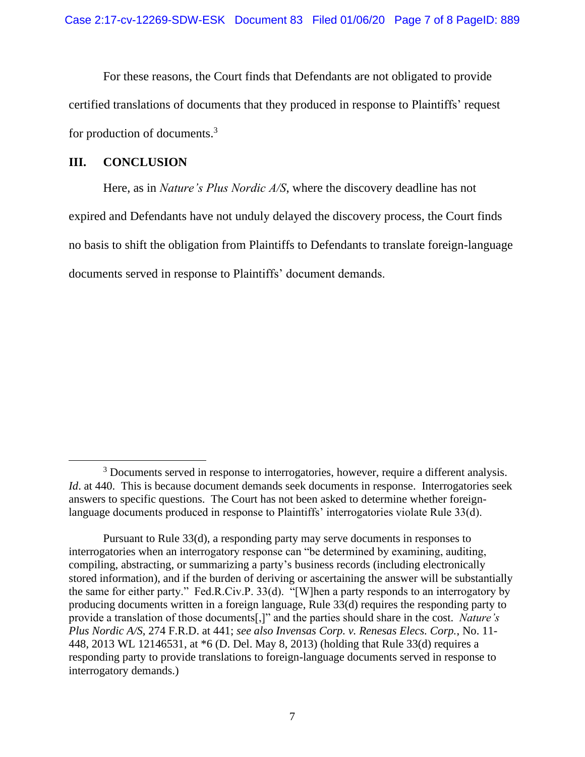For these reasons, the Court finds that Defendants are not obligated to provide certified translations of documents that they produced in response to Plaintiffs' request for production of documents.[3]

## III. CONCLUSION

Here, as in *Nature's Plus Nordic A/S*, where the discovery deadline has not expired and Defendants have not unduly delayed the discovery process, the Court finds no basis to shift the obligation from Plaintiffs to Defendants to translate foreign-language documents served in response to Plaintiffs' document demands.

---

[3] Documents served in response to interrogatories, however, require a different analysis. *Id*. at 440. This is because document demands seek documents in response. Interrogatories seek answers to specific questions. The Court has not been asked to determine whether foreign-language documents produced in response to Plaintiffs' interrogatories violate Rule 33(d).

Pursuant to Rule 33(d), a responding party may serve documents in responses to interrogatories when an interrogatory response can "be determined by examining, auditing, compiling, abstracting, or summarizing a party's business records (including electronically stored information), and if the burden of deriving or ascertaining the answer will be substantially the same for either party." Fed.R.Civ.P. 33(d). "[W]hen a party responds to an interrogatory by producing documents written in a foreign language, Rule 33(d) requires the responding party to provide a translation of those documents[,]" and the parties should share in the cost. *Nature's Plus Nordic A/S*, 274 F.R.D. at 441; *see also Invensas Corp. v. Renesas Elecs. Corp.*, No. 11-448, 2013 WL 12146531, at *6 (D. Del. May 8, 2013) (holding that Rule 33(d) requires a responding party to provide translations to foreign-language documents served in response to interrogatory demands.)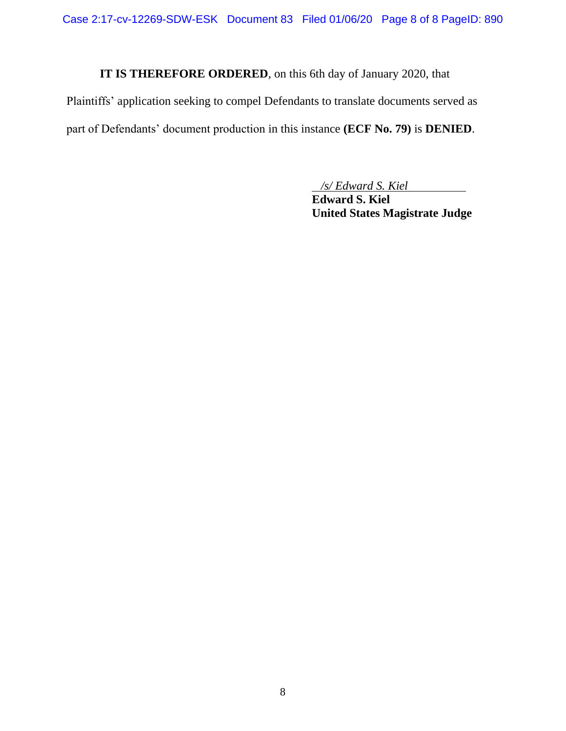**IT IS THEREFORE ORDERED**, on this 6th day of January 2020, that Plaintiffs' application seeking to compel Defendants to translate documents served as part of Defendants' document production in this instance **(ECF No. 79)** is **DENIED**.

*/s/ Edward S. Kiel*
**Edward S. Kiel**
**United States Magistrate Judge**